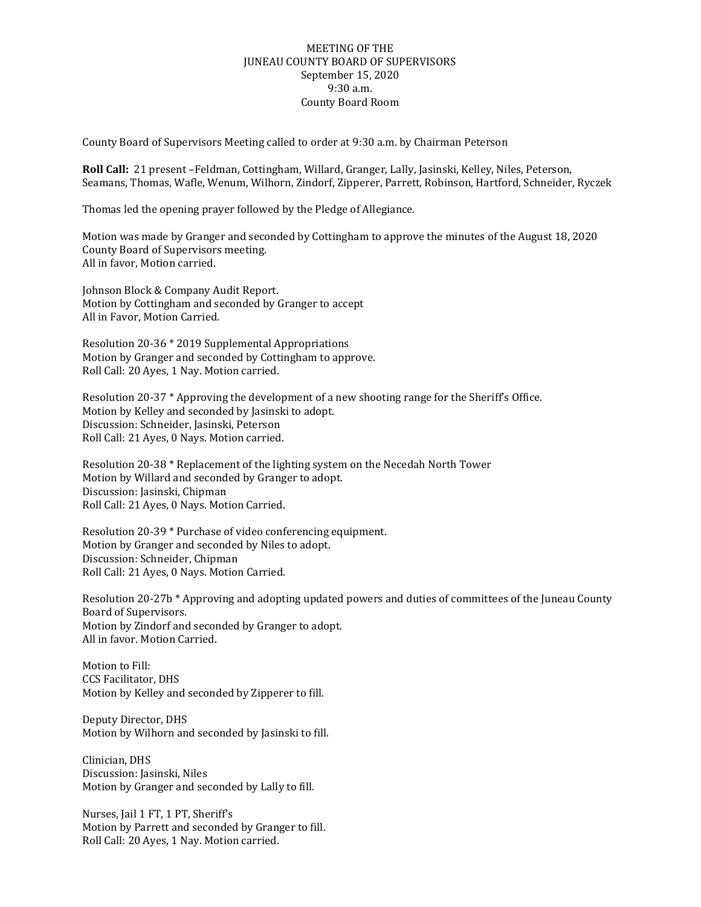MEETING OF THE
JUNEAU COUNTY BOARD OF SUPERVISORS
September 15, 2020
9:30 a.m.
County Board Room

County Board of Supervisors Meeting called to order at 9:30 a.m. by Chairman Peterson

**Roll Call:** 21 present –Feldman, Cottingham, Willard, Granger, Lally, Jasinski, Kelley, Niles, Peterson, Seamans, Thomas, Wafle, Wenum, Wilhorn, Zindorf, Zipperer, Parrett, Robinson, Hartford, Schneider, Ryczek

Thomas led the opening prayer followed by the Pledge of Allegiance.

Motion was made by Granger and seconded by Cottingham to approve the minutes of the August 18, 2020 County Board of Supervisors meeting.
All in favor, Motion carried.

Johnson Block & Company Audit Report.
Motion by Cottingham and seconded by Granger to accept
All in Favor, Motion Carried.

Resolution 20-36 * 2019 Supplemental Appropriations
Motion by Granger and seconded by Cottingham to approve.
Roll Call: 20 Ayes, 1 Nay. Motion carried.

Resolution 20-37 * Approving the development of a new shooting range for the Sheriff's Office.
Motion by Kelley and seconded by Jasinski to adopt.
Discussion: Schneider, Jasinski, Peterson
Roll Call: 21 Ayes, 0 Nays. Motion carried.

Resolution 20-38 * Replacement of the lighting system on the Necedah North Tower
Motion by Willard and seconded by Granger to adopt.
Discussion: Jasinski, Chipman
Roll Call: 21 Ayes, 0 Nays. Motion Carried.

Resolution 20-39 * Purchase of video conferencing equipment.
Motion by Granger and seconded by Niles to adopt.
Discussion: Schneider, Chipman
Roll Call: 21 Ayes, 0 Nays. Motion Carried.

Resolution 20-27b * Approving and adopting updated powers and duties of committees of the Juneau County Board of Supervisors.
Motion by Zindorf and seconded by Granger to adopt.
All in favor. Motion Carried.

Motion to Fill:
CCS Facilitator, DHS
Motion by Kelley and seconded by Zipperer to fill.

Deputy Director, DHS
Motion by Wilhorn and seconded by Jasinski to fill.

Clinician, DHS
Discussion: Jasinski, Niles
Motion by Granger and seconded by Lally to fill.

Nurses, Jail 1 FT, 1 PT, Sheriff's
Motion by Parrett and seconded by Granger to fill.
Roll Call: 20 Ayes, 1 Nay. Motion carried.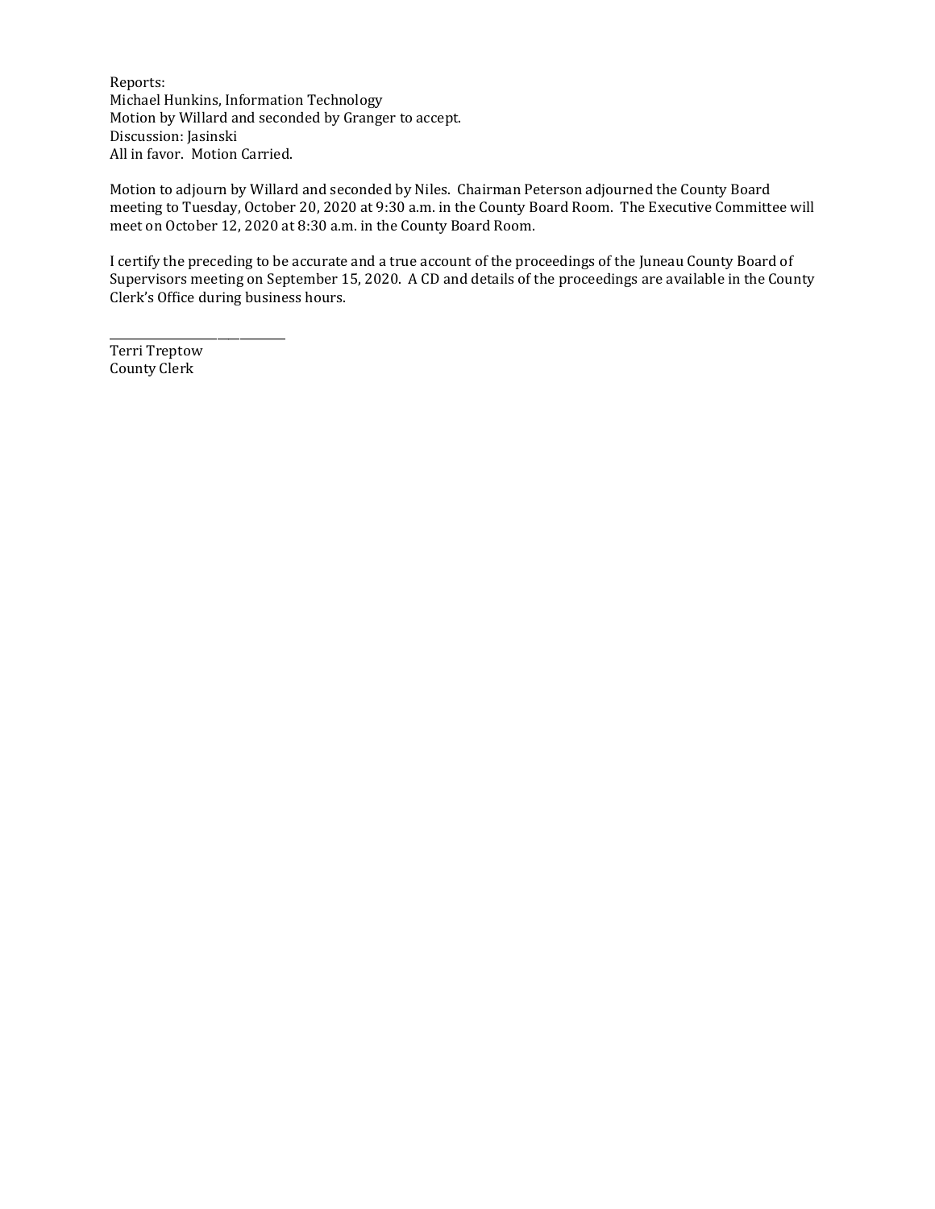Reports:
Michael Hunkins, Information Technology
Motion by Willard and seconded by Granger to accept.
Discussion: Jasinski
All in favor. Motion Carried.

Motion to adjourn by Willard and seconded by Niles. Chairman Peterson adjourned the County Board meeting to Tuesday, October 20, 2020 at 9:30 a.m. in the County Board Room. The Executive Committee will meet on October 12, 2020 at 8:30 a.m. in the County Board Room.

I certify the preceding to be accurate and a true account of the proceedings of the Juneau County Board of Supervisors meeting on September 15, 2020. A CD and details of the proceedings are available in the County Clerk's Office during business hours.

_______________________________
Terri Treptow
County Clerk